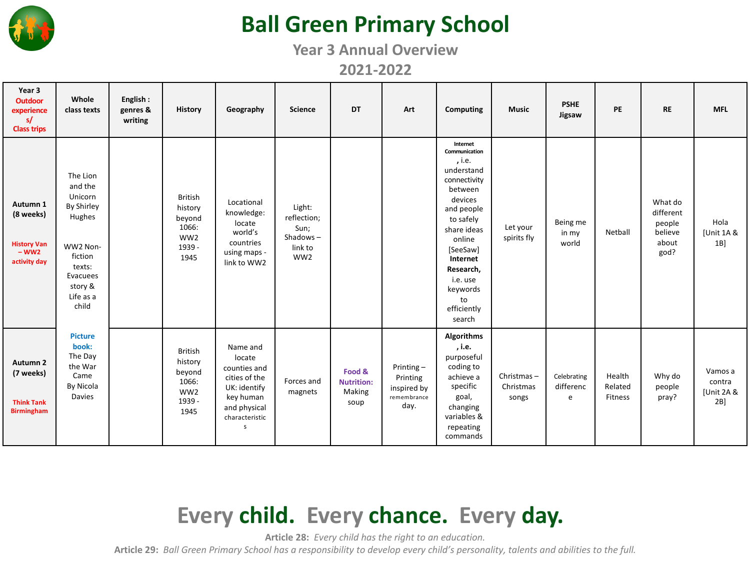# Ball Green Primary School

## Year 3 Annual Overview

## 2021-2022

| Year 3 Outdoor experiences/ Class trips | Whole class texts | English : genres & writing | History | Geography | Science | DT | Art | Computing | Music | PSHE Jigsaw | PE | RE | MFL |
|---|---|---|---|---|---|---|---|---|---|---|---|---|---|
| **Autumn 1 (8 weeks)** History Van – WW2 activity day | The Lion and the Unicorn By Shirley Hughes<br><br>WW2 Non-fiction texts: Evacuees story & Life as a child | | British history beyond 1066: WW2 1939 - 1945 | Locational knowledge: locate world's countries using maps - link to WW2 | Light: reflection; Sun; Shadows – link to WW2 | | | **Internet Communication**, i.e. understand connectivity between devices and people to safely share ideas online [SeeSaw] **Internet Research,** i.e. use keywords to efficiently search | Let your spirits fly | Being me in my world | Netball | What do different people believe about god? | Hola [Unit 1A & 1B] |
| **Autumn 2 (7 weeks)** Think Tank Birmingham | Picture book: The Day the War Came By Nicola Davies | | British history beyond 1066: WW2 1939 - 1945 | Name and locate counties and cities of the UK: identify key human and physical characteristics | Forces and magnets | Food & Nutrition: Making soup | Printing – Printing inspired by remembrance day. | **Algorithms, i.e.** purposeful coding to achieve a specific goal, changing variables & repeating commands | Christmas – Christmas songs | Celebrating difference | Health Related Fitness | Why do people pray? | Vamos a contra [Unit 2A & 2B] |

## Every child. Every chance. Every day.

**Article 28:** *Every child has the right to an education.*

**Article 29:** *Ball Green Primary School has a responsibility to develop every child's personality, talents and abilities to the full.*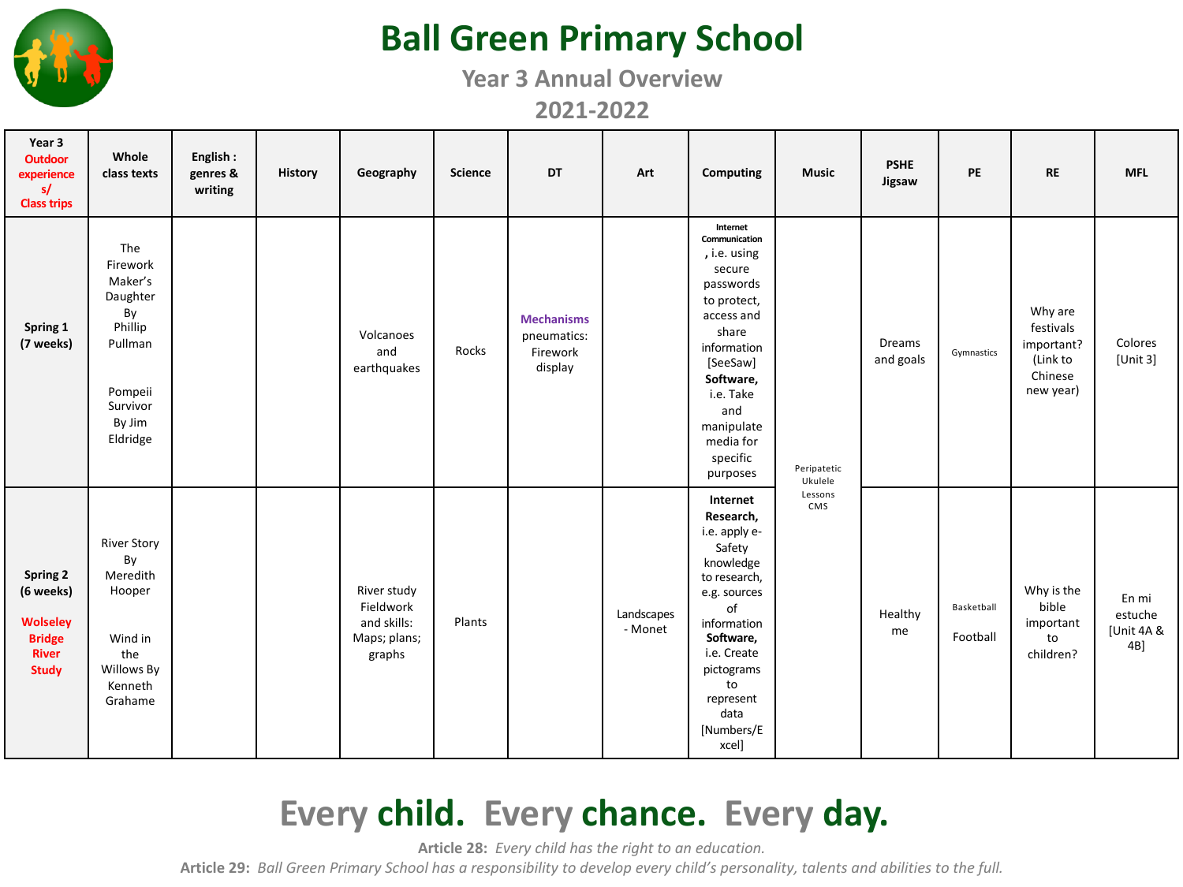# Ball Green Primary School

## Year 3 Annual Overview

## 2021-2022

| Year 3 Outdoor experiences/ Class trips | Whole class texts | English : genres & writing | History | Geography | Science | DT | Art | Computing | Music | PSHE Jigsaw | PE | RE | MFL |
|---|---|---|---|---|---|---|---|---|---|---|---|---|---|
| **Spring 1 (7 weeks)** | The Firework Maker's Daughter By Phillip Pullman<br><br>Pompeii Survivor By Jim Eldridge | | | Volcanoes and earthquakes | Rocks | **Mechanisms** pneumatics: Firework display | | **Internet Communication**, i.e. using secure passwords to protect, access and share information [SeeSaw] **Software,** i.e. Take and manipulate media for specific purposes | Peripatetic Ukulele Lessons CMS | Dreams and goals | Gymnastics | Why are festivals important? (Link to Chinese new year) | Colores [Unit 3] |
| **Spring 2 (6 weeks)**<br><br>**Wolseley Bridge River Study** | River Story By Meredith Hooper<br><br>Wind in the Willows By Kenneth Grahame | | | River study Fieldwork and skills: Maps; plans; graphs | Plants | | Landscapes - Monet | **Internet Research,** i.e. apply e-Safety knowledge to research, e.g. sources of information **Software,** i.e. Create pictograms to represent data [Numbers/Excel] | | Healthy me | Basketball<br><br>Football | Why is the bible important to children? | En mi estuche [Unit 4A & 4B] |

**Every child. Every chance. Every day.**

**Article 28:** *Every child has the right to an education.*

**Article 29:** *Ball Green Primary School has a responsibility to develop every child's personality, talents and abilities to the full.*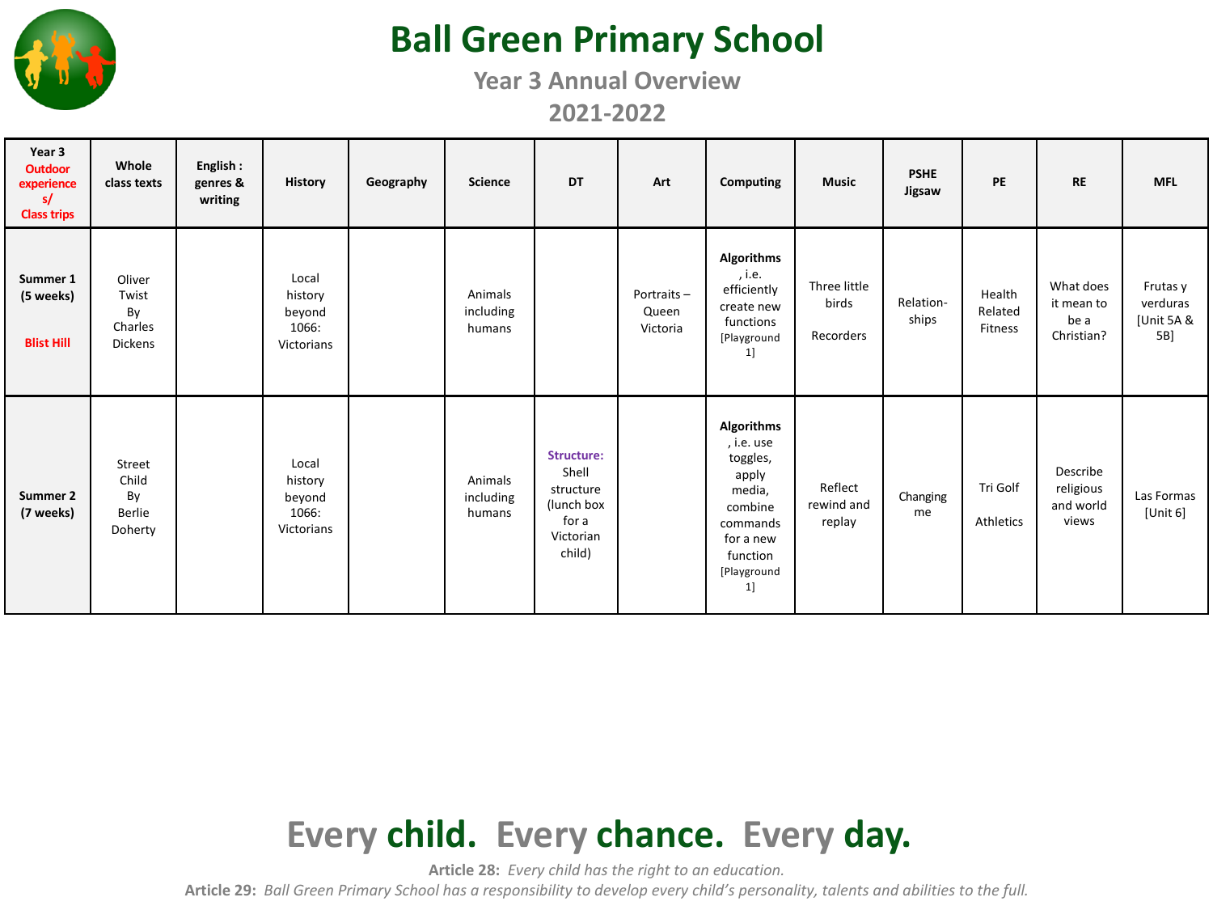# Ball Green Primary School

## Year 3 Annual Overview

## 2021-2022

| Year 3 Outdoor experiences/ Class trips | Whole class texts | English : genres & writing | History | Geography | Science | DT | Art | Computing | Music | PSHE Jigsaw | PE | RE | MFL |
|---|---|---|---|---|---|---|---|---|---|---|---|---|---|
| **Summer 1 (5 weeks)** Blist Hill | Oliver Twist By Charles Dickens | | Local history beyond 1066: Victorians | | Animals including humans | | Portraits – Queen Victoria | **Algorithms**, i.e. efficiently create new functions [Playground 1] | Three little birds Recorders | Relation-ships | Health Related Fitness | What does it mean to be a Christian? | Frutas y verduras [Unit 5A & 5B] |
| **Summer 2 (7 weeks)** | Street Child By Berlie Doherty | | Local history beyond 1066: Victorians | | Animals including humans | **Structure:** Shell structure (lunch box for a Victorian child) | | **Algorithms**, i.e. use toggles, apply media, combine commands for a new function [Playground 1] | Reflect rewind and replay | Changing me | Tri Golf Athletics | Describe religious and world views | Las Formas [Unit 6] |

**Every child. Every chance. Every day.**

**Article 28:** *Every child has the right to an education.*

**Article 29:** *Ball Green Primary School has a responsibility to develop every child's personality, talents and abilities to the full.*